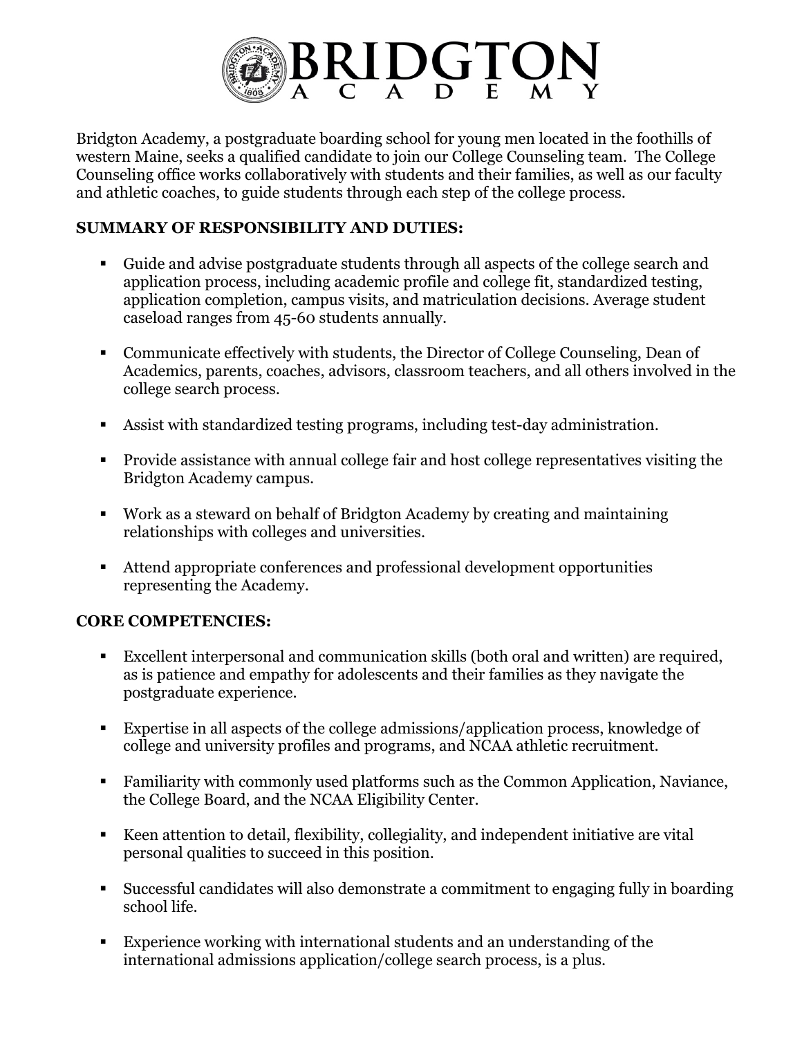# BRIDGTON ACADEMY

Bridgton Academy, a postgraduate boarding school for young men located in the foothills of western Maine, seeks a qualified candidate to join our College Counseling team. The College Counseling office works collaboratively with students and their families, as well as our faculty and athletic coaches, to guide students through each step of the college process.

## SUMMARY OF RESPONSIBILITY AND DUTIES:

- Guide and advise postgraduate students through all aspects of the college search and application process, including academic profile and college fit, standardized testing, application completion, campus visits, and matriculation decisions. Average student caseload ranges from 45-60 students annually.
- Communicate effectively with students, the Director of College Counseling, Dean of Academics, parents, coaches, advisors, classroom teachers, and all others involved in the college search process.
- Assist with standardized testing programs, including test-day administration.
- Provide assistance with annual college fair and host college representatives visiting the Bridgton Academy campus.
- Work as a steward on behalf of Bridgton Academy by creating and maintaining relationships with colleges and universities.
- Attend appropriate conferences and professional development opportunities representing the Academy.

## CORE COMPETENCIES:

- Excellent interpersonal and communication skills (both oral and written) are required, as is patience and empathy for adolescents and their families as they navigate the postgraduate experience.
- Expertise in all aspects of the college admissions/application process, knowledge of college and university profiles and programs, and NCAA athletic recruitment.
- Familiarity with commonly used platforms such as the Common Application, Naviance, the College Board, and the NCAA Eligibility Center.
- Keen attention to detail, flexibility, collegiality, and independent initiative are vital personal qualities to succeed in this position.
- Successful candidates will also demonstrate a commitment to engaging fully in boarding school life.
- Experience working with international students and an understanding of the international admissions application/college search process, is a plus.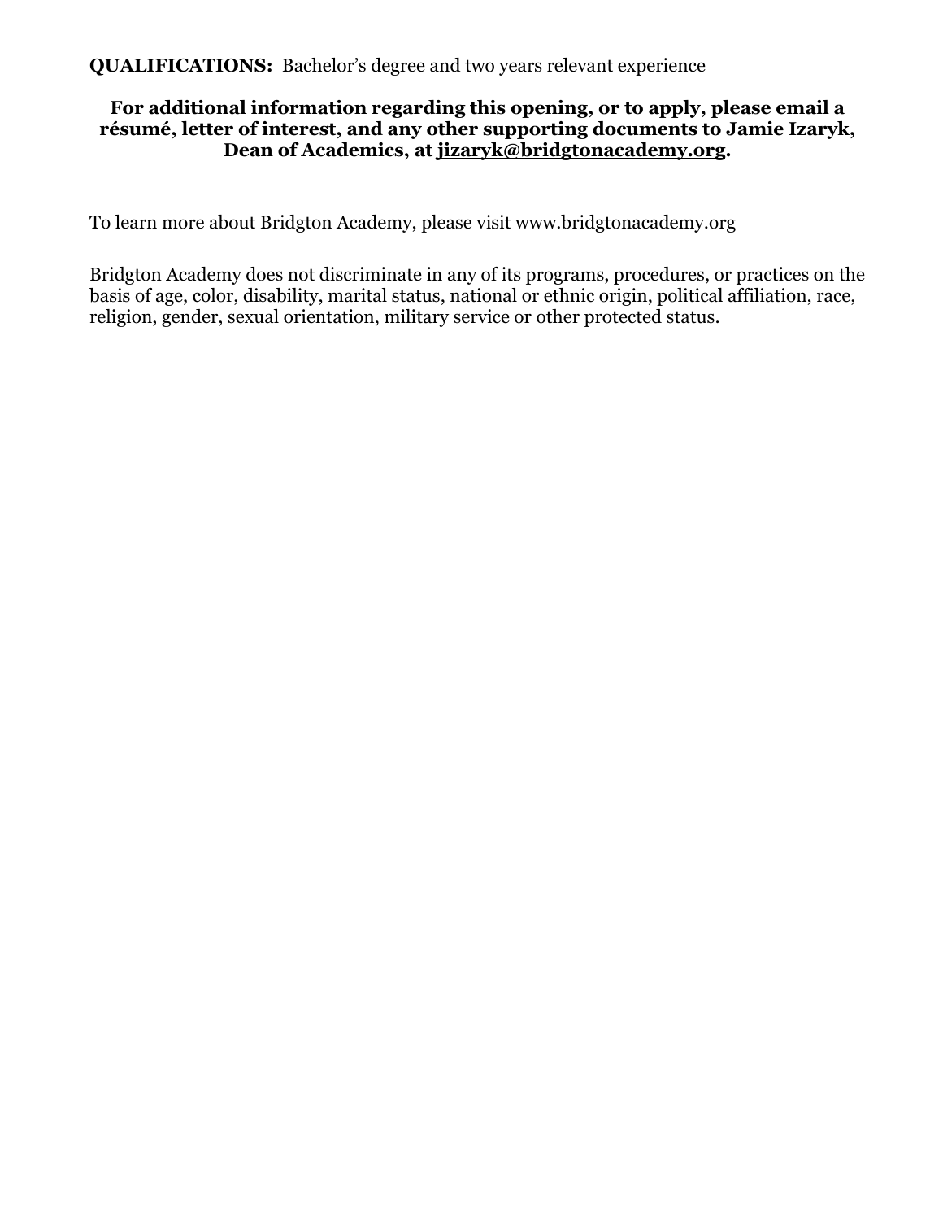**QUALIFICATIONS:** Bachelor's degree and two years relevant experience

**For additional information regarding this opening, or to apply, please email a résumé, letter of interest, and any other supporting documents to Jamie Izaryk, Dean of Academics, at jizaryk@bridgtonacademy.org.**

To learn more about Bridgton Academy, please visit www.bridgtonacademy.org

Bridgton Academy does not discriminate in any of its programs, procedures, or practices on the basis of age, color, disability, marital status, national or ethnic origin, political affiliation, race, religion, gender, sexual orientation, military service or other protected status.